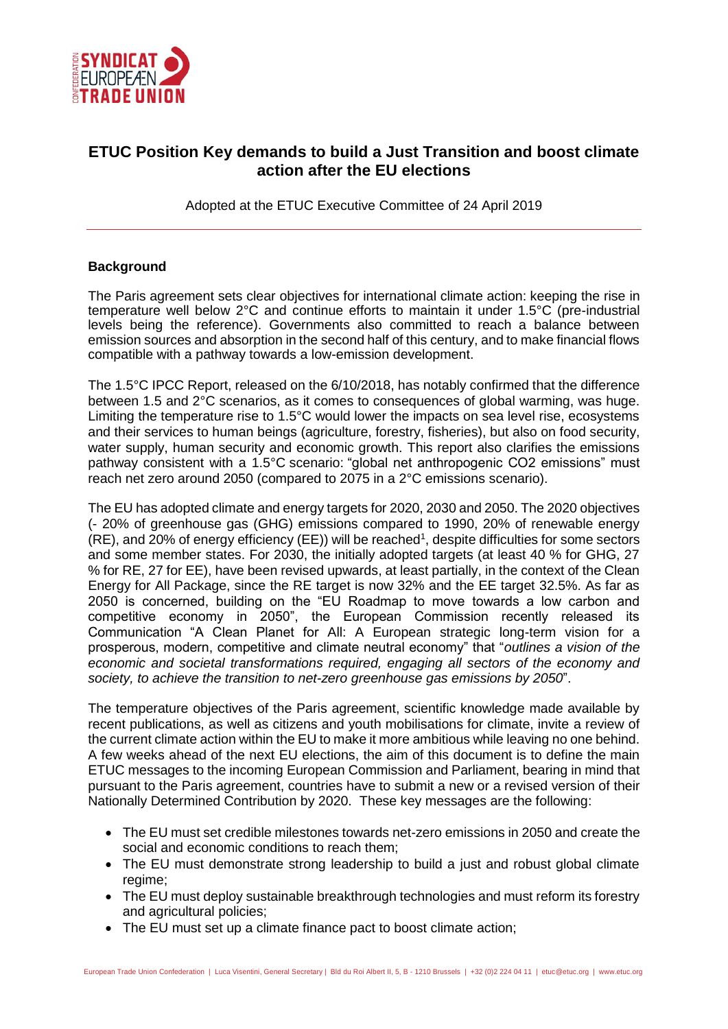# ETUC Position Key demands to build a Just Transition and boost climate action after the EU elections

Adopted at the ETUC Executive Committee of 24 April 2019

## Background

The Paris agreement sets clear objectives for international climate action: keeping the rise in temperature well below 2°C and continue efforts to maintain it under 1.5°C (pre-industrial levels being the reference). Governments also committed to reach a balance between emission sources and absorption in the second half of this century, and to make financial flows compatible with a pathway towards a low-emission development.

The 1.5°C IPCC Report, released on the 6/10/2018, has notably confirmed that the difference between 1.5 and 2°C scenarios, as it comes to consequences of global warming, was huge. Limiting the temperature rise to 1.5°C would lower the impacts on sea level rise, ecosystems and their services to human beings (agriculture, forestry, fisheries), but also on food security, water supply, human security and economic growth. This report also clarifies the emissions pathway consistent with a 1.5°C scenario: "global net anthropogenic $CO_2$ emissions" must reach net zero around 2050 (compared to 2075 in a 2°C emissions scenario).

The EU has adopted climate and energy targets for 2020, 2030 and 2050. The 2020 objectives (- 20% of greenhouse gas (GHG) emissions compared to 1990, 20% of renewable energy (RE), and 20% of energy efficiency (EE)) will be reached[1], despite difficulties for some sectors and some member states. For 2030, the initially adopted targets (at least 40 % for GHG, 27 % for RE, 27 for EE), have been revised upwards, at least partially, in the context of the Clean Energy for All Package, since the RE target is now 32% and the EE target 32.5%. As far as 2050 is concerned, building on the "EU Roadmap to move towards a low carbon and competitive economy in 2050", the European Commission recently released its Communication "A Clean Planet for All: A European strategic long-term vision for a prosperous, modern, competitive and climate neutral economy" that "*outlines a vision of the economic and societal transformations required, engaging all sectors of the economy and society, to achieve the transition to net-zero greenhouse gas emissions by 2050*".

The temperature objectives of the Paris agreement, scientific knowledge made available by recent publications, as well as citizens and youth mobilisations for climate, invite a review of the current climate action within the EU to make it more ambitious while leaving no one behind. A few weeks ahead of the next EU elections, the aim of this document is to define the main ETUC messages to the incoming European Commission and Parliament, bearing in mind that pursuant to the Paris agreement, countries have to submit a new or a revised version of their Nationally Determined Contribution by 2020. These key messages are the following:

- The EU must set credible milestones towards net-zero emissions in 2050 and create the social and economic conditions to reach them;
- The EU must demonstrate strong leadership to build a just and robust global climate regime;
- The EU must deploy sustainable breakthrough technologies and must reform its forestry and agricultural policies;
- The EU must set up a climate finance pact to boost climate action;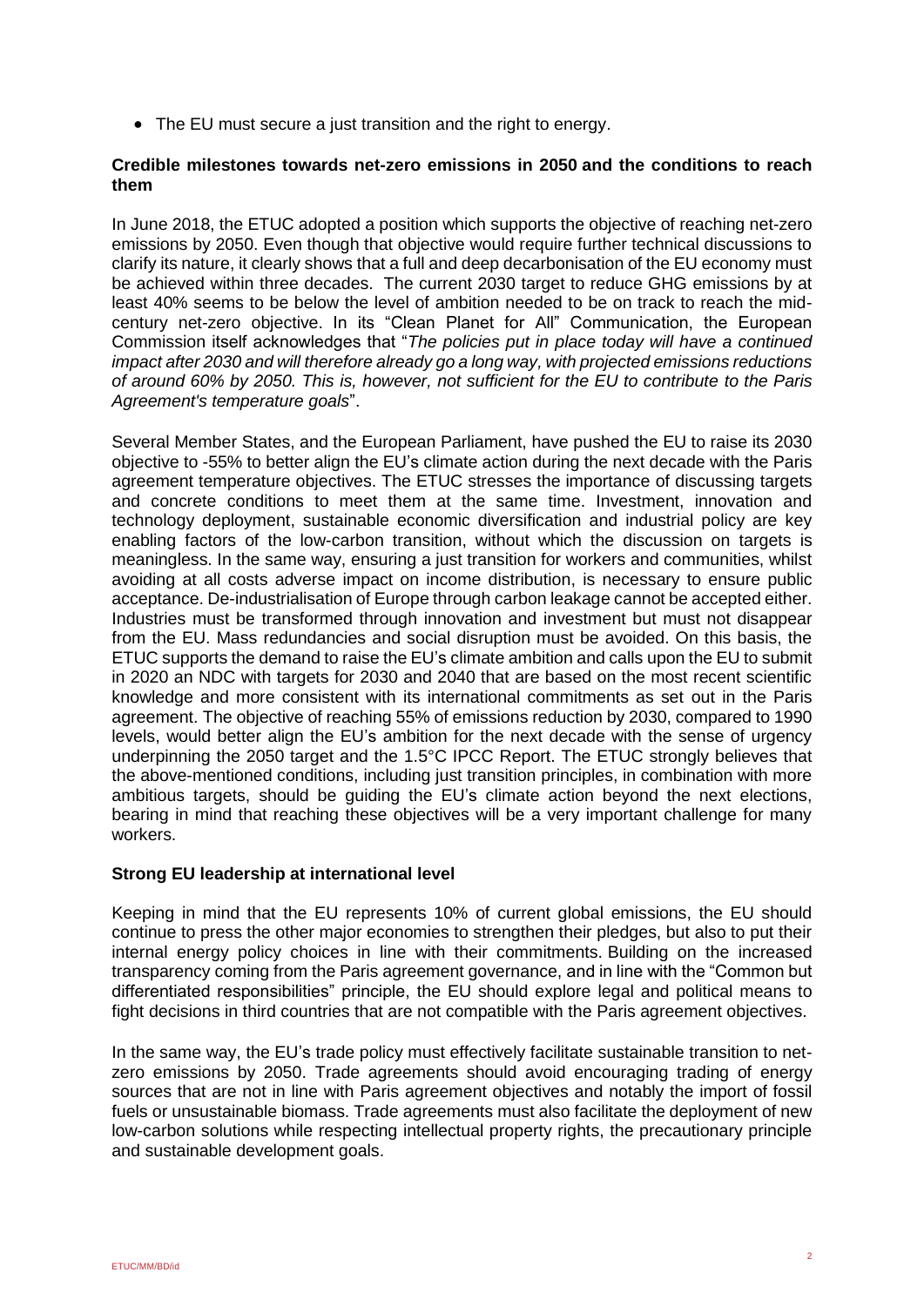- The EU must secure a just transition and the right to energy.

**Credible milestones towards net-zero emissions in 2050 and the conditions to reach them**

In June 2018, the ETUC adopted a position which supports the objective of reaching net-zero emissions by 2050. Even though that objective would require further technical discussions to clarify its nature, it clearly shows that a full and deep decarbonisation of the EU economy must be achieved within three decades. The current 2030 target to reduce GHG emissions by at least 40% seems to be below the level of ambition needed to be on track to reach the mid-century net-zero objective. In its "Clean Planet for All" Communication, the European Commission itself acknowledges that "*The policies put in place today will have a continued impact after 2030 and will therefore already go a long way, with projected emissions reductions of around 60% by 2050. This is, however, not sufficient for the EU to contribute to the Paris Agreement's temperature goals*".

Several Member States, and the European Parliament, have pushed the EU to raise its 2030 objective to -55% to better align the EU's climate action during the next decade with the Paris agreement temperature objectives. The ETUC stresses the importance of discussing targets and concrete conditions to meet them at the same time. Investment, innovation and technology deployment, sustainable economic diversification and industrial policy are key enabling factors of the low-carbon transition, without which the discussion on targets is meaningless. In the same way, ensuring a just transition for workers and communities, whilst avoiding at all costs adverse impact on income distribution, is necessary to ensure public acceptance. De-industrialisation of Europe through carbon leakage cannot be accepted either. Industries must be transformed through innovation and investment but must not disappear from the EU. Mass redundancies and social disruption must be avoided. On this basis, the ETUC supports the demand to raise the EU's climate ambition and calls upon the EU to submit in 2020 an NDC with targets for 2030 and 2040 that are based on the most recent scientific knowledge and more consistent with its international commitments as set out in the Paris agreement. The objective of reaching 55% of emissions reduction by 2030, compared to 1990 levels, would better align the EU's ambition for the next decade with the sense of urgency underpinning the 2050 target and the 1.5°C IPCC Report. The ETUC strongly believes that the above-mentioned conditions, including just transition principles, in combination with more ambitious targets, should be guiding the EU's climate action beyond the next elections, bearing in mind that reaching these objectives will be a very important challenge for many workers.

**Strong EU leadership at international level**

Keeping in mind that the EU represents 10% of current global emissions, the EU should continue to press the other major economies to strengthen their pledges, but also to put their internal energy policy choices in line with their commitments. Building on the increased transparency coming from the Paris agreement governance, and in line with the "Common but differentiated responsibilities" principle, the EU should explore legal and political means to fight decisions in third countries that are not compatible with the Paris agreement objectives.

In the same way, the EU's trade policy must effectively facilitate sustainable transition to net-zero emissions by 2050. Trade agreements should avoid encouraging trading of energy sources that are not in line with Paris agreement objectives and notably the import of fossil fuels or unsustainable biomass. Trade agreements must also facilitate the deployment of new low-carbon solutions while respecting intellectual property rights, the precautionary principle and sustainable development goals.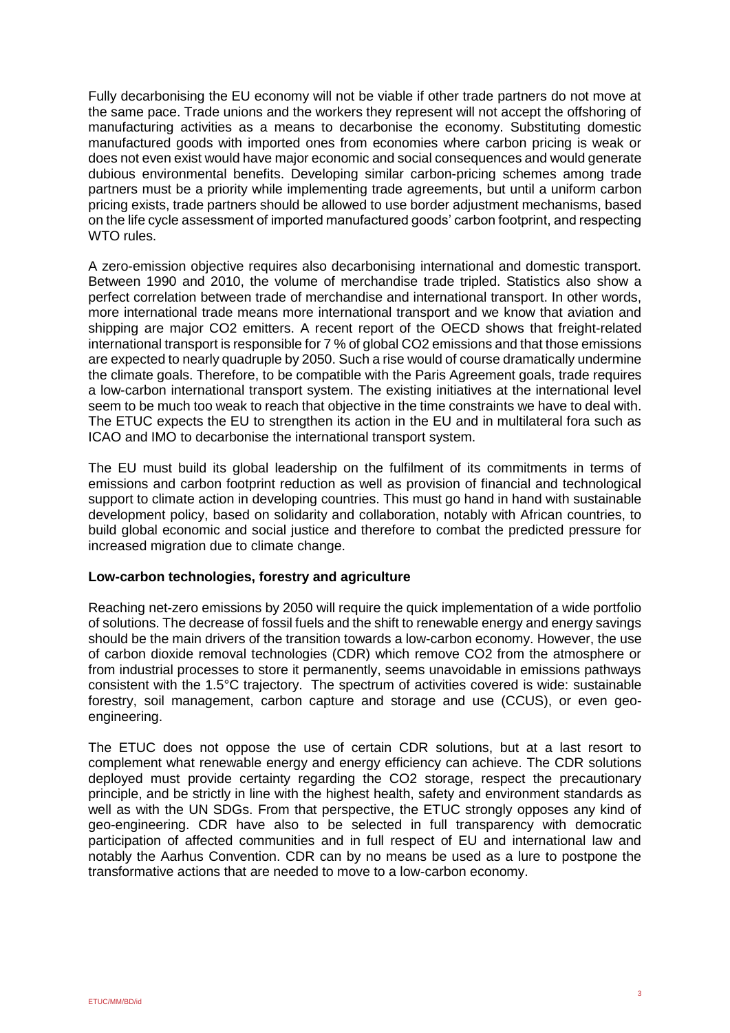Fully decarbonising the EU economy will not be viable if other trade partners do not move at the same pace. Trade unions and the workers they represent will not accept the offshoring of manufacturing activities as a means to decarbonise the economy. Substituting domestic manufactured goods with imported ones from economies where carbon pricing is weak or does not even exist would have major economic and social consequences and would generate dubious environmental benefits. Developing similar carbon-pricing schemes among trade partners must be a priority while implementing trade agreements, but until a uniform carbon pricing exists, trade partners should be allowed to use border adjustment mechanisms, based on the life cycle assessment of imported manufactured goods' carbon footprint, and respecting WTO rules.

A zero-emission objective requires also decarbonising international and domestic transport. Between 1990 and 2010, the volume of merchandise trade tripled. Statistics also show a perfect correlation between trade of merchandise and international transport. In other words, more international trade means more international transport and we know that aviation and shipping are major $CO_2$ emitters. A recent report of the OECD shows that freight-related international transport is responsible for 7 % of global $CO_2$ emissions and that those emissions are expected to nearly quadruple by 2050. Such a rise would of course dramatically undermine the climate goals. Therefore, to be compatible with the Paris Agreement goals, trade requires a low-carbon international transport system. The existing initiatives at the international level seem to be much too weak to reach that objective in the time constraints we have to deal with. The ETUC expects the EU to strengthen its action in the EU and in multilateral fora such as ICAO and IMO to decarbonise the international transport system.

The EU must build its global leadership on the fulfilment of its commitments in terms of emissions and carbon footprint reduction as well as provision of financial and technological support to climate action in developing countries. This must go hand in hand with sustainable development policy, based on solidarity and collaboration, notably with African countries, to build global economic and social justice and therefore to combat the predicted pressure for increased migration due to climate change.

**Low-carbon technologies, forestry and agriculture**

Reaching net-zero emissions by 2050 will require the quick implementation of a wide portfolio of solutions. The decrease of fossil fuels and the shift to renewable energy and energy savings should be the main drivers of the transition towards a low-carbon economy. However, the use of carbon dioxide removal technologies (CDR) which remove $CO_2$ from the atmosphere or from industrial processes to store it permanently, seems unavoidable in emissions pathways consistent with the 1.5°C trajectory. The spectrum of activities covered is wide: sustainable forestry, soil management, carbon capture and storage and use (CCUS), or even geo-engineering.

The ETUC does not oppose the use of certain CDR solutions, but at a last resort to complement what renewable energy and energy efficiency can achieve. The CDR solutions deployed must provide certainty regarding the $CO_2$ storage, respect the precautionary principle, and be strictly in line with the highest health, safety and environment standards as well as with the UN SDGs. From that perspective, the ETUC strongly opposes any kind of geo-engineering. CDR have also to be selected in full transparency with democratic participation of affected communities and in full respect of EU and international law and notably the Aarhus Convention. CDR can by no means be used as a lure to postpone the transformative actions that are needed to move to a low-carbon economy.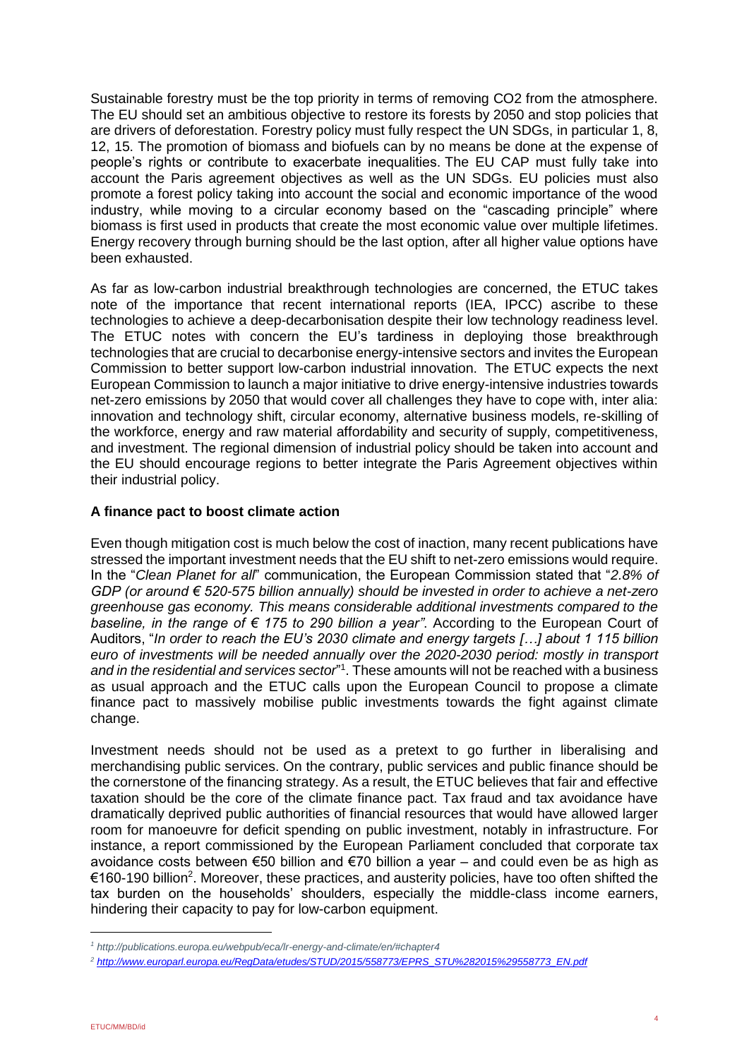Sustainable forestry must be the top priority in terms of removing $CO_2$ from the atmosphere. The EU should set an ambitious objective to restore its forests by 2050 and stop policies that are drivers of deforestation. Forestry policy must fully respect the UN SDGs, in particular 1, 8, 12, 15. The promotion of biomass and biofuels can by no means be done at the expense of people's rights or contribute to exacerbate inequalities. The EU CAP must fully take into account the Paris agreement objectives as well as the UN SDGs. EU policies must also promote a forest policy taking into account the social and economic importance of the wood industry, while moving to a circular economy based on the "cascading principle" where biomass is first used in products that create the most economic value over multiple lifetimes. Energy recovery through burning should be the last option, after all higher value options have been exhausted.

As far as low-carbon industrial breakthrough technologies are concerned, the ETUC takes note of the importance that recent international reports (IEA, IPCC) ascribe to these technologies to achieve a deep-decarbonisation despite their low technology readiness level. The ETUC notes with concern the EU's tardiness in deploying those breakthrough technologies that are crucial to decarbonise energy-intensive sectors and invites the European Commission to better support low-carbon industrial innovation. The ETUC expects the next European Commission to launch a major initiative to drive energy-intensive industries towards net-zero emissions by 2050 that would cover all challenges they have to cope with, inter alia: innovation and technology shift, circular economy, alternative business models, re-skilling of the workforce, energy and raw material affordability and security of supply, competitiveness, and investment. The regional dimension of industrial policy should be taken into account and the EU should encourage regions to better integrate the Paris Agreement objectives within their industrial policy.

**A finance pact to boost climate action**

Even though mitigation cost is much below the cost of inaction, many recent publications have stressed the important investment needs that the EU shift to net-zero emissions would require. In the "*Clean Planet for all*" communication, the European Commission stated that "*2.8% of GDP (or around € 520-575 billion annually) should be invested in order to achieve a net-zero greenhouse gas economy. This means considerable additional investments compared to the baseline, in the range of € 175 to 290 billion a year"*. According to the European Court of Auditors, "*In order to reach the EU's 2030 climate and energy targets […] about 1 115 billion euro of investments will be needed annually over the 2020-2030 period: mostly in transport and in the residential and services sector*"[1]. These amounts will not be reached with a business as usual approach and the ETUC calls upon the European Council to propose a climate finance pact to massively mobilise public investments towards the fight against climate change.

Investment needs should not be used as a pretext to go further in liberalising and merchandising public services. On the contrary, public services and public finance should be the cornerstone of the financing strategy. As a result, the ETUC believes that fair and effective taxation should be the core of the climate finance pact. Tax fraud and tax avoidance have dramatically deprived public authorities of financial resources that would have allowed larger room for manoeuvre for deficit spending on public investment, notably in infrastructure. For instance, a report commissioned by the European Parliament concluded that corporate tax avoidance costs between €50 billion and €70 billion a year – and could even be as high as €160-190 billion[2]. Moreover, these practices, and austerity policies, have too often shifted the tax burden on the households' shoulders, especially the middle-class income earners, hindering their capacity to pay for low-carbon equipment.

[1] *http://publications.europa.eu/webpub/eca/lr-energy-and-climate/en/#chapter4*

[2] *http://www.europarl.europa.eu/RegData/etudes/STUD/2015/558773/EPRS_STU%282015%29558773_EN.pdf*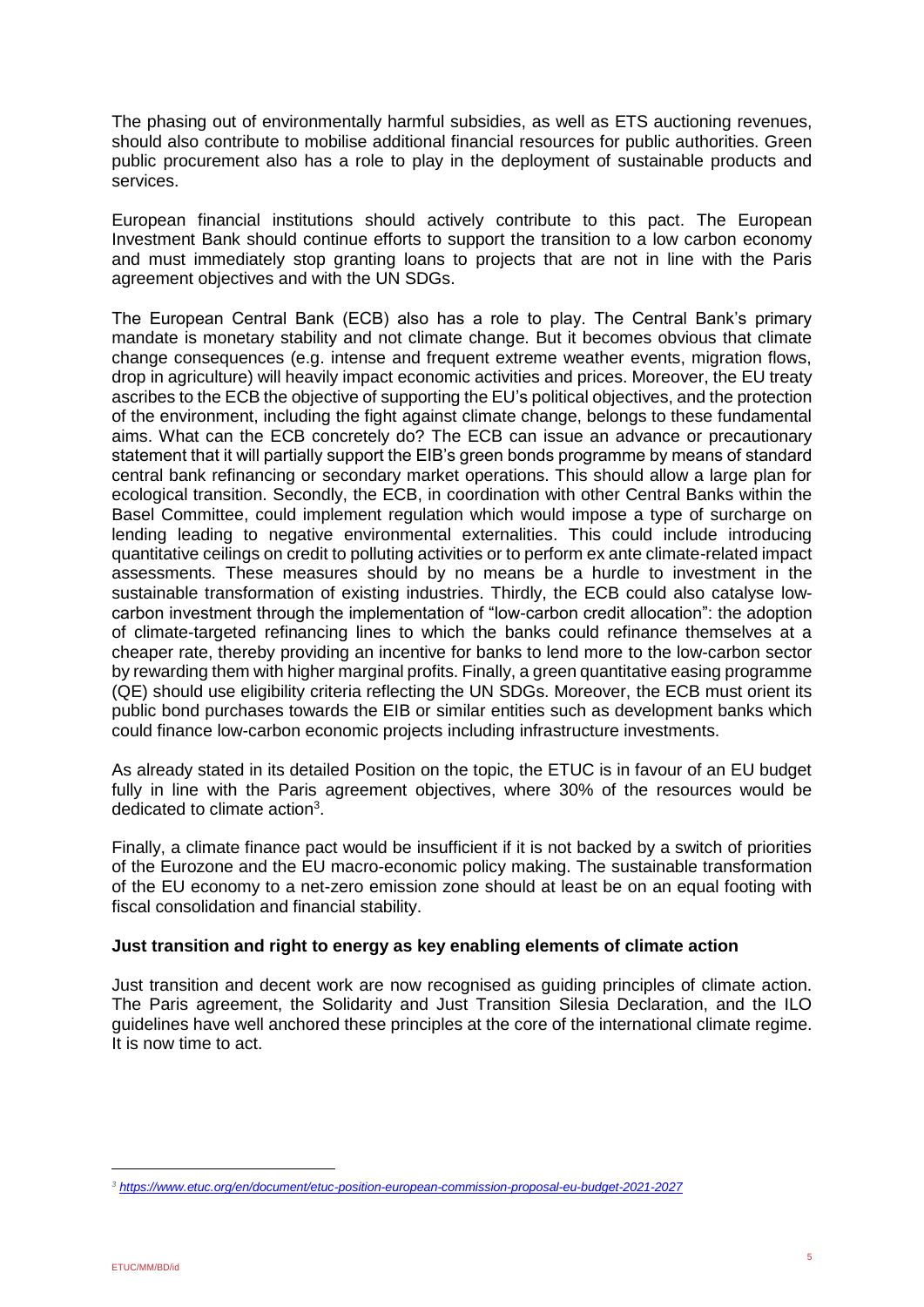The phasing out of environmentally harmful subsidies, as well as ETS auctioning revenues, should also contribute to mobilise additional financial resources for public authorities. Green public procurement also has a role to play in the deployment of sustainable products and services.

European financial institutions should actively contribute to this pact. The European Investment Bank should continue efforts to support the transition to a low carbon economy and must immediately stop granting loans to projects that are not in line with the Paris agreement objectives and with the UN SDGs.

The European Central Bank (ECB) also has a role to play. The Central Bank's primary mandate is monetary stability and not climate change. But it becomes obvious that climate change consequences (e.g. intense and frequent extreme weather events, migration flows, drop in agriculture) will heavily impact economic activities and prices. Moreover, the EU treaty ascribes to the ECB the objective of supporting the EU's political objectives, and the protection of the environment, including the fight against climate change, belongs to these fundamental aims. What can the ECB concretely do? The ECB can issue an advance or precautionary statement that it will partially support the EIB's green bonds programme by means of standard central bank refinancing or secondary market operations. This should allow a large plan for ecological transition. Secondly, the ECB, in coordination with other Central Banks within the Basel Committee, could implement regulation which would impose a type of surcharge on lending leading to negative environmental externalities. This could include introducing quantitative ceilings on credit to polluting activities or to perform ex ante climate-related impact assessments. These measures should by no means be a hurdle to investment in the sustainable transformation of existing industries. Thirdly, the ECB could also catalyse low-carbon investment through the implementation of "low-carbon credit allocation": the adoption of climate-targeted refinancing lines to which the banks could refinance themselves at a cheaper rate, thereby providing an incentive for banks to lend more to the low-carbon sector by rewarding them with higher marginal profits. Finally, a green quantitative easing programme (QE) should use eligibility criteria reflecting the UN SDGs. Moreover, the ECB must orient its public bond purchases towards the EIB or similar entities such as development banks which could finance low-carbon economic projects including infrastructure investments.

As already stated in its detailed Position on the topic, the ETUC is in favour of an EU budget fully in line with the Paris agreement objectives, where 30% of the resources would be dedicated to climate action[3].

Finally, a climate finance pact would be insufficient if it is not backed by a switch of priorities of the Eurozone and the EU macro-economic policy making. The sustainable transformation of the EU economy to a net-zero emission zone should at least be on an equal footing with fiscal consolidation and financial stability.

**Just transition and right to energy as key enabling elements of climate action**

Just transition and decent work are now recognised as guiding principles of climate action. The Paris agreement, the Solidarity and Just Transition Silesia Declaration, and the ILO guidelines have well anchored these principles at the core of the international climate regime. It is now time to act.

[3] https://www.etuc.org/en/document/etuc-position-european-commission-proposal-eu-budget-2021-2027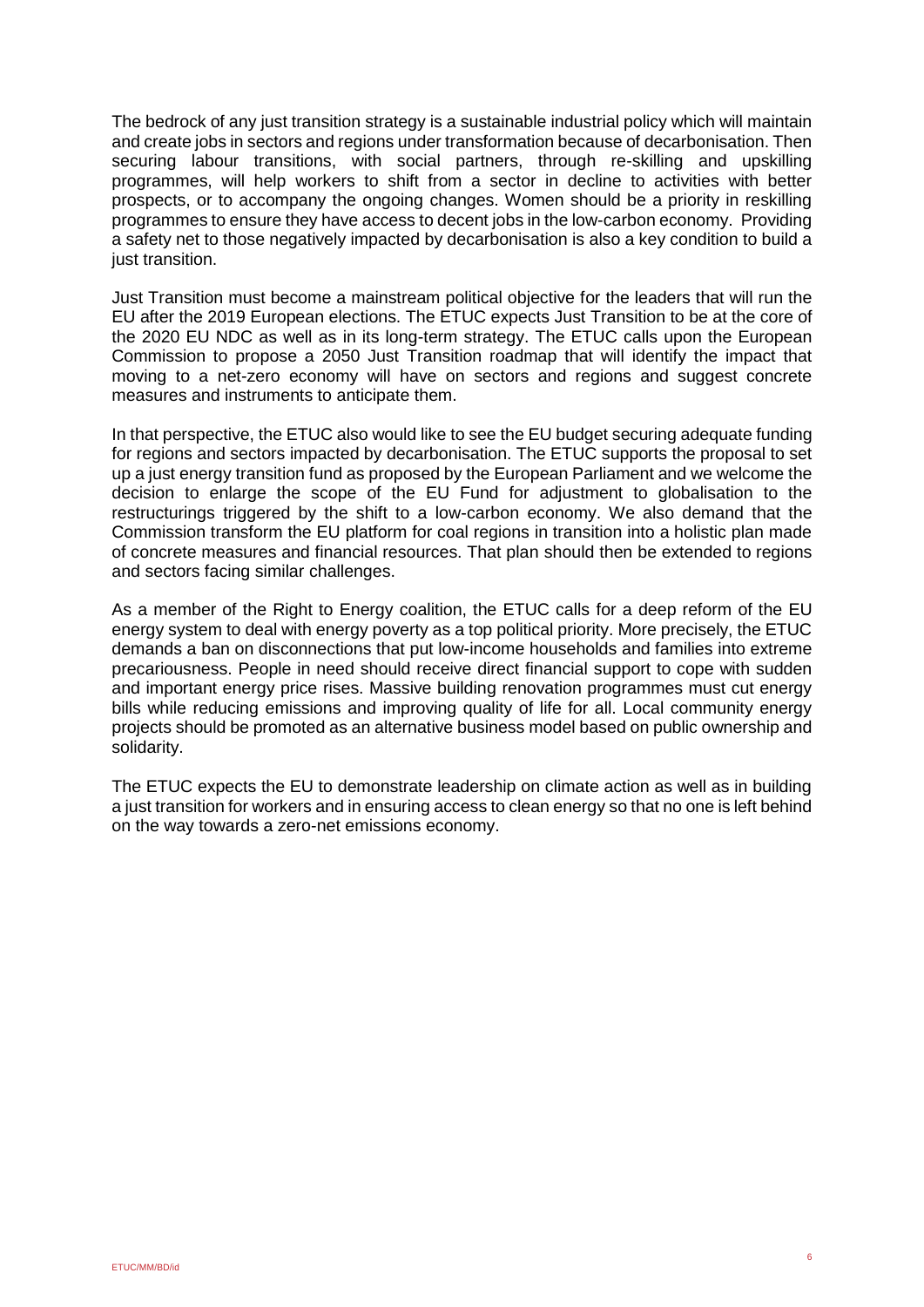The bedrock of any just transition strategy is a sustainable industrial policy which will maintain and create jobs in sectors and regions under transformation because of decarbonisation. Then securing labour transitions, with social partners, through re-skilling and upskilling programmes, will help workers to shift from a sector in decline to activities with better prospects, or to accompany the ongoing changes. Women should be a priority in reskilling programmes to ensure they have access to decent jobs in the low-carbon economy. Providing a safety net to those negatively impacted by decarbonisation is also a key condition to build a just transition.

Just Transition must become a mainstream political objective for the leaders that will run the EU after the 2019 European elections. The ETUC expects Just Transition to be at the core of the 2020 EU NDC as well as in its long-term strategy. The ETUC calls upon the European Commission to propose a 2050 Just Transition roadmap that will identify the impact that moving to a net-zero economy will have on sectors and regions and suggest concrete measures and instruments to anticipate them.

In that perspective, the ETUC also would like to see the EU budget securing adequate funding for regions and sectors impacted by decarbonisation. The ETUC supports the proposal to set up a just energy transition fund as proposed by the European Parliament and we welcome the decision to enlarge the scope of the EU Fund for adjustment to globalisation to the restructurings triggered by the shift to a low-carbon economy. We also demand that the Commission transform the EU platform for coal regions in transition into a holistic plan made of concrete measures and financial resources. That plan should then be extended to regions and sectors facing similar challenges.

As a member of the Right to Energy coalition, the ETUC calls for a deep reform of the EU energy system to deal with energy poverty as a top political priority. More precisely, the ETUC demands a ban on disconnections that put low-income households and families into extreme precariousness. People in need should receive direct financial support to cope with sudden and important energy price rises. Massive building renovation programmes must cut energy bills while reducing emissions and improving quality of life for all. Local community energy projects should be promoted as an alternative business model based on public ownership and solidarity.

The ETUC expects the EU to demonstrate leadership on climate action as well as in building a just transition for workers and in ensuring access to clean energy so that no one is left behind on the way towards a zero-net emissions economy.